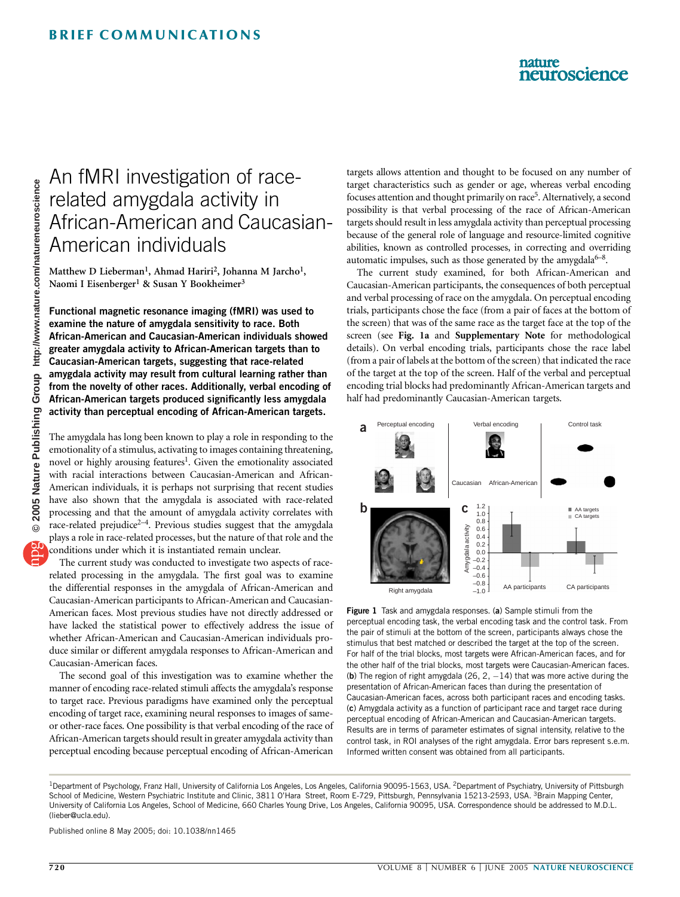BRIEF COMMUNICATIONS

# An fMRI investigation of race-related amygdala activity in African-American and Caucasian-American individuals

Matthew D Lieberman[1], Ahmad Hariri[2], Johanna M Jarcho[1], Naomi I Eisenberger[1] & Susan Y Bookheimer[3]

**Functional magnetic resonance imaging (fMRI) was used to examine the nature of amygdala sensitivity to race. Both African-American and Caucasian-American individuals showed greater amygdala activity to African-American targets than to Caucasian-American targets, suggesting that race-related amygdala activity may result from cultural learning rather than from the novelty of other races. Additionally, verbal encoding of African-American targets produced significantly less amygdala activity than perceptual encoding of African-American targets.**

The amygdala has long been known to play a role in responding to the emotionality of a stimulus, activating to images containing threatening, novel or highly arousing features[1]. Given the emotionality associated with racial interactions between Caucasian-American and African-American individuals, it is perhaps not surprising that recent studies have also shown that the amygdala is associated with race-related processing and that the amount of amygdala activity correlates with race-related prejudice[2–4]. Previous studies suggest that the amygdala plays a role in race-related processes, but the nature of that role and the conditions under which it is instantiated remain unclear.

The current study was conducted to investigate two aspects of race-related processing in the amygdala. The first goal was to examine the differential responses in the amygdala of African-American and Caucasian-American participants to African-American and Caucasian-American faces. Most previous studies have not directly addressed or have lacked the statistical power to effectively address the issue of whether African-American and Caucasian-American individuals produce similar or different amygdala responses to African-American and Caucasian-American faces.

The second goal of this investigation was to examine whether the manner of encoding race-related stimuli affects the amygdala's response to target race. Previous paradigms have examined only the perceptual encoding of target race, examining neural responses to images of same- or other-race faces. One possibility is that verbal encoding of the race of African-American targets should result in greater amygdala activity than perceptual encoding because perceptual encoding of African-American targets allows attention and thought to be focused on any number of target characteristics such as gender or age, whereas verbal encoding focuses attention and thought primarily on race[5]. Alternatively, a second possibility is that verbal processing of the race of African-American targets should result in less amygdala activity than perceptual processing because of the general role of language and resource-limited cognitive abilities, known as controlled processes, in correcting and overriding automatic impulses, such as those generated by the amygdala[6–8].

The current study examined, for both African-American and Caucasian-American participants, the consequences of both perceptual and verbal processing of race on the amygdala. On perceptual encoding trials, participants chose the face (from a pair of faces at the bottom of the screen) that was of the same race as the target face at the top of the screen (see **Fig. 1a** and **Supplementary Note** for methodological details). On verbal encoding trials, participants chose the race label (from a pair of labels at the bottom of the screen) that indicated the race of the target at the top of the screen. Half of the verbal and perceptual encoding trial blocks had predominantly African-American targets and half had predominantly Caucasian-American targets.

**Figure 1** Task and amygdala responses. (**a**) Sample stimuli from the perceptual encoding task, the verbal encoding task and the control task. From the pair of stimuli at the bottom of the screen, participants always chose the stimulus that best matched or described the target at the top of the screen. For half of the trial blocks, most targets were African-American faces, and for the other half of the trial blocks, most targets were Caucasian-American faces. (**b**) The region of right amygdala (26, 2, −14) that was more active during the presentation of African-American faces than during the presentation of Caucasian-American faces, across both participant races and encoding tasks. (**c**) Amygdala activity as a function of participant race and target race during perceptual encoding of African-American and Caucasian-American targets. Results are in terms of parameter estimates of signal intensity, relative to the control task, in ROI analyses of the right amygdala. Error bars represent s.e.m. Informed written consent was obtained from all participants.

[1]Department of Psychology, Franz Hall, University of California Los Angeles, Los Angeles, California 90095-1563, USA. [2]Department of Psychiatry, University of Pittsburgh School of Medicine, Western Psychiatric Institute and Clinic, 3811 O'Hara Street, Room E-729, Pittsburgh, Pennsylvania 15213-2593, USA. [3]Brain Mapping Center, University of California Los Angeles, School of Medicine, 660 Charles Young Drive, Los Angeles, California 90095, USA. Correspondence should be addressed to M.D.L. (lieber@ucla.edu).

Published online 8 May 2005; doi: 10.1038/nn1465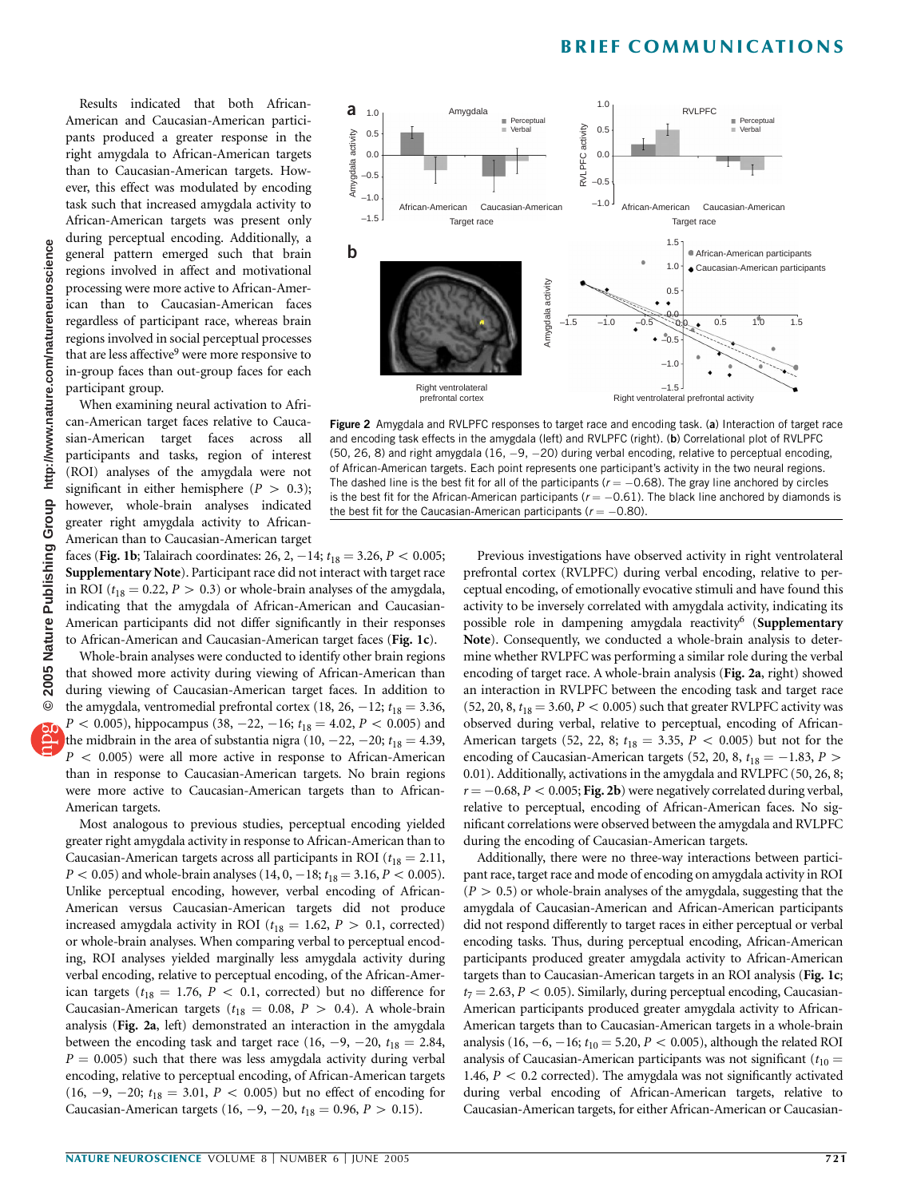Results indicated that both African-American and Caucasian-American participants produced a greater response in the right amygdala to African-American targets than to Caucasian-American targets. However, this effect was modulated by encoding task such that increased amygdala activity to African-American targets was present only during perceptual encoding. Additionally, a general pattern emerged such that brain regions involved in affect and motivational processing were more active to African-American than to Caucasian-American faces regardless of participant race, whereas brain regions involved in social perceptual processes that are less affective[9] were more responsive to in-group faces than out-group faces for each participant group.

When examining neural activation to African-American target faces relative to Caucasian-American target faces across all participants and tasks, region of interest (ROI) analyses of the amygdala were not significant in either hemisphere ($P > 0.3$); however, whole-brain analyses indicated greater right amygdala activity to African-American than to Caucasian-American target faces (**Fig. 1b**; Talairach coordinates: 26, 2, −14; $t_{18} = 3.26$, $P < 0.005$; **Supplementary Note**). Participant race did not interact with target race in ROI ($t_{18} = 0.22$, $P > 0.3$) or whole-brain analyses of the amygdala, indicating that the amygdala of African-American and Caucasian-American participants did not differ significantly in their responses to African-American and Caucasian-American target faces (**Fig. 1c**).

Whole-brain analyses were conducted to identify other brain regions that showed more activity during viewing of African-American than during viewing of Caucasian-American target faces. In addition to the amygdala, ventromedial prefrontal cortex (18, 26, −12; $t_{18} = 3.36$, $P < 0.005$), hippocampus (38, −22, −16; $t_{18} = 4.02$, $P < 0.005$) and the midbrain in the area of substantia nigra (10, −22, −20; $t_{18} = 4.39$, $P < 0.005$) were all more active in response to African-American than in response to Caucasian-American targets. No brain regions were more active to Caucasian-American targets than to African-American targets.

Most analogous to previous studies, perceptual encoding yielded greater right amygdala activity in response to African-American than to Caucasian-American targets across all participants in ROI ($t_{18} = 2.11$, $P < 0.05$) and whole-brain analyses (14, 0, −18; $t_{18} = 3.16$, $P < 0.005$). Unlike perceptual encoding, however, verbal encoding of African-American versus Caucasian-American targets did not produce increased amygdala activity in ROI ($t_{18} = 1.62$, $P > 0.1$, corrected) or whole-brain analyses. When comparing verbal to perceptual encoding, ROI analyses yielded marginally less amygdala activity during verbal encoding, relative to perceptual encoding, of the African-American targets ($t_{18} = 1.76$, $P < 0.1$, corrected) but no difference for Caucasian-American targets ($t_{18} = 0.08$, $P > 0.4$). A whole-brain analysis (**Fig. 2a**, left) demonstrated an interaction in the amygdala between the encoding task and target race (16, −9, −20, $t_{18} = 2.84$, $P = 0.005$) such that there was less amygdala activity during verbal encoding, relative to perceptual encoding, of African-American targets (16, −9, −20; $t_{18} = 3.01$, $P < 0.005$) but no effect of encoding for Caucasian-American targets (16, −9, −20, $t_{18} = 0.96$, $P > 0.15$).

**Figure 2** Amygdala and RVLPFC responses to target race and encoding task. (**a**) Interaction of target race and encoding task effects in the amygdala (left) and RVLPFC (right). (**b**) Correlational plot of RVLPFC (50, 26, 8) and right amygdala (16, −9, −20) during verbal encoding, relative to perceptual encoding, of African-American targets. Each point represents one participant's activity in the two neural regions. The dashed line is the best fit for all of the participants ($r = -0.68$). The gray line anchored by circles is the best fit for the African-American participants ($r = -0.61$). The black line anchored by diamonds is the best fit for the Caucasian-American participants ($r = -0.80$).

Previous investigations have observed activity in right ventrolateral prefrontal cortex (RVLPFC) during verbal encoding, relative to perceptual encoding, of emotionally evocative stimuli and have found this activity to be inversely correlated with amygdala activity, indicating its possible role in dampening amygdala reactivity[6] (**Supplementary Note**). Consequently, we conducted a whole-brain analysis to determine whether RVLPFC was performing a similar role during the verbal encoding of target race. A whole-brain analysis (**Fig. 2a**, right) showed an interaction in RVLPFC between the encoding task and target race (52, 20, 8, $t_{18} = 3.60$, $P < 0.005$) such that greater RVLPFC activity was observed during verbal, relative to perceptual, encoding of African-American targets (52, 22, 8; $t_{18} = 3.35$, $P < 0.005$) but not for the encoding of Caucasian-American targets (52, 20, 8, $t_{18} = -1.83$, $P > 0.01$). Additionally, activations in the amygdala and RVLPFC (50, 26, 8; $r = -0.68$, $P < 0.005$; **Fig. 2b**) were negatively correlated during verbal, relative to perceptual, encoding of African-American faces. No significant correlations were observed between the amygdala and RVLPFC during the encoding of Caucasian-American targets.

Additionally, there were no three-way interactions between participant race, target race and mode of encoding on amygdala activity in ROI ($P > 0.5$) or whole-brain analyses of the amygdala, suggesting that the amygdala of Caucasian-American and African-American participants did not respond differently to target races in either perceptual or verbal encoding tasks. Thus, during perceptual encoding, African-American participants produced greater amygdala activity to African-American targets than to Caucasian-American targets in an ROI analysis (**Fig. 1c**; $t_7 = 2.63$, $P < 0.05$). Similarly, during perceptual encoding, Caucasian-American participants produced greater amygdala activity to African-American targets than to Caucasian-American targets in a whole-brain analysis (16, −6, −16; $t_{10} = 5.20$, $P < 0.005$), although the related ROI analysis of Caucasian-American participants was not significant ($t_{10} = 1.46$, $P < 0.2$ corrected). The amygdala was not significantly activated during verbal encoding of African-American targets, relative to Caucasian-American targets, for either African-American or Caucasian-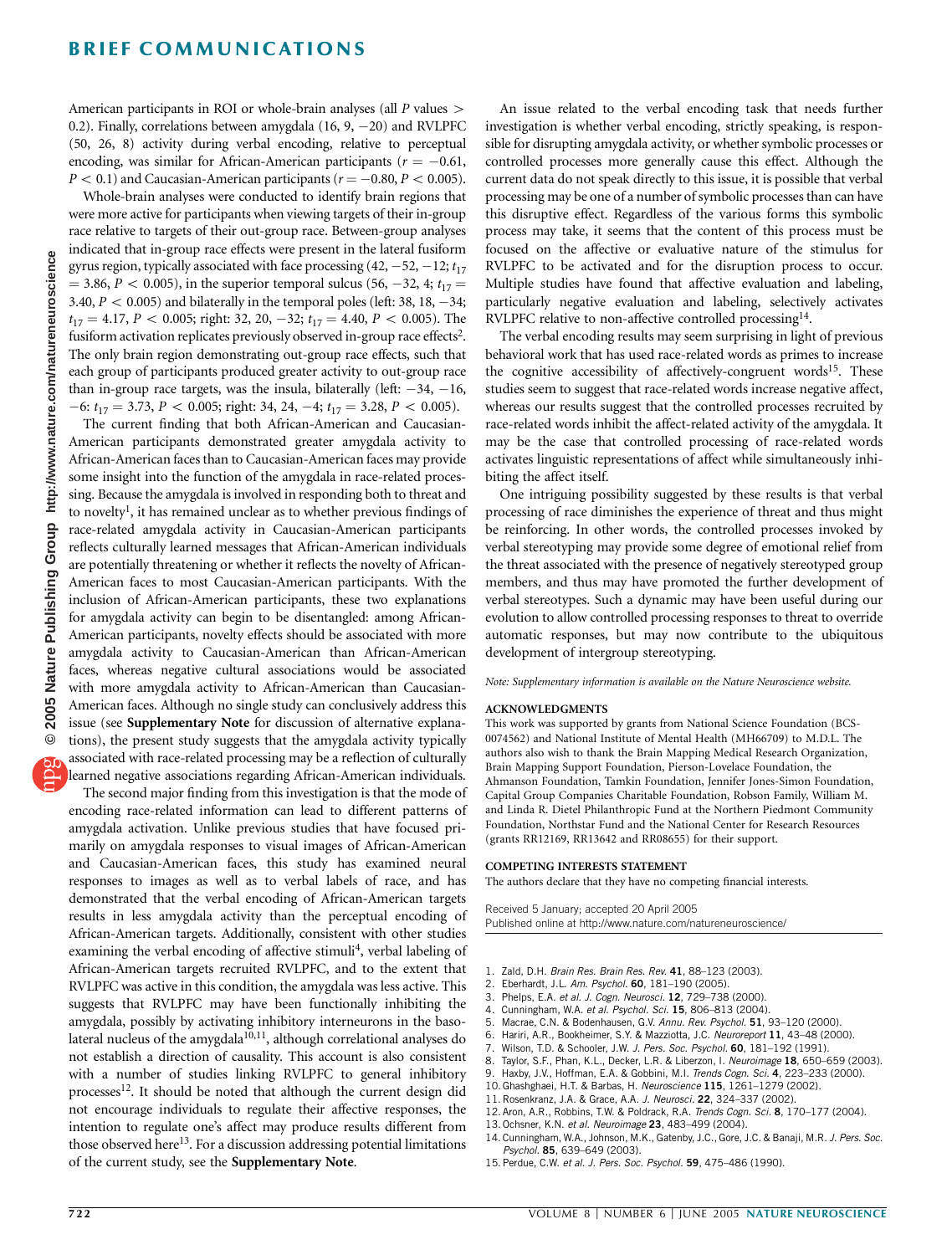American participants in ROI or whole-brain analyses (all $P$ values > 0.2). Finally, correlations between amygdala (16, 9, −20) and RVLPFC (50, 26, 8) activity during verbal encoding, relative to perceptual encoding, was similar for African-American participants ($r = -0.61$, $P < 0.1$) and Caucasian-American participants ($r = -0.80$, $P < 0.005$).

Whole-brain analyses were conducted to identify brain regions that were more active for participants when viewing targets of their in-group race relative to targets of their out-group race. Between-group analyses indicated that in-group race effects were present in the lateral fusiform gyrus region, typically associated with face processing (42, −52, −12; $t_{17} = 3.86$, $P < 0.005$), in the superior temporal sulcus (56, −32, 4; $t_{17} = 3.40$, $P < 0.005$) and bilaterally in the temporal poles (left: 38, 18, −34; $t_{17} = 4.17$, $P < 0.005$; right: 32, 20, −32; $t_{17} = 4.40$, $P < 0.005$). The fusiform activation replicates previously observed in-group race effects[2]. The only brain region demonstrating out-group race effects, such that each group of participants produced greater activity to out-group race than in-group race targets, was the insula, bilaterally (left: −34, −16, −6: $t_{17} = 3.73$, $P < 0.005$; right: 34, 24, −4; $t_{17} = 3.28$, $P < 0.005$).

The current finding that both African-American and Caucasian-American participants demonstrated greater amygdala activity to African-American faces than to Caucasian-American faces may provide some insight into the function of the amygdala in race-related processing. Because the amygdala is involved in responding both to threat and to novelty[1], it has remained unclear as to whether previous findings of race-related amygdala activity in Caucasian-American participants reflects culturally learned messages that African-American individuals are potentially threatening or whether it reflects the novelty of African-American faces to most Caucasian-American participants. With the inclusion of African-American participants, these two explanations for amygdala activity can begin to be disentangled: among African-American participants, novelty effects should be associated with more amygdala activity to Caucasian-American than African-American faces, whereas negative cultural associations would be associated with more amygdala activity to African-American than Caucasian-American faces. Although no single study can conclusively address this issue (see **Supplementary Note** for discussion of alternative explanations), the present study suggests that the amygdala activity typically associated with race-related processing may be a reflection of culturally learned negative associations regarding African-American individuals.

The second major finding from this investigation is that the mode of encoding race-related information can lead to different patterns of amygdala activation. Unlike previous studies that have focused primarily on amygdala responses to visual images of African-American and Caucasian-American faces, this study has examined neural responses to images as well as to verbal labels of race, and has demonstrated that the verbal encoding of African-American targets results in less amygdala activity than the perceptual encoding of African-American targets. Additionally, consistent with other studies examining the verbal encoding of affective stimuli[4], verbal labeling of African-American targets recruited RVLPFC, and to the extent that RVLPFC was active in this condition, the amygdala was less active. This suggests that RVLPFC may have been functionally inhibiting the amygdala, possibly by activating inhibitory interneurons in the basolateral nucleus of the amygdala[10,11], although correlational analyses do not establish a direction of causality. This account is also consistent with a number of studies linking RVLPFC to general inhibitory processes[12]. It should be noted that although the current design did not encourage individuals to regulate their affective responses, the intention to regulate one's affect may produce results different from those observed here[13]. For a discussion addressing potential limitations of the current study, see the **Supplementary Note**.

An issue related to the verbal encoding task that needs further investigation is whether verbal encoding, strictly speaking, is responsible for disrupting amygdala activity, or whether symbolic processes or controlled processes more generally cause this effect. Although the current data do not speak directly to this issue, it is possible that verbal processing may be one of a number of symbolic processes than can have this disruptive effect. Regardless of the various forms this symbolic process may take, it seems that the content of this process must be focused on the affective or evaluative nature of the stimulus for RVLPFC to be activated and for the disruption process to occur. Multiple studies have found that affective evaluation and labeling, particularly negative evaluation and labeling, selectively activates RVLPFC relative to non-affective controlled processing[14].

The verbal encoding results may seem surprising in light of previous behavioral work that has used race-related words as primes to increase the cognitive accessibility of affectively-congruent words[15]. These studies seem to suggest that race-related words increase negative affect, whereas our results suggest that the controlled processes recruited by race-related words inhibit the affect-related activity of the amygdala. It may be the case that controlled processing of race-related words activates linguistic representations of affect while simultaneously inhibiting the affect itself.

One intriguing possibility suggested by these results is that verbal processing of race diminishes the experience of threat and thus might be reinforcing. In other words, the controlled processes invoked by verbal stereotyping may provide some degree of emotional relief from the threat associated with the presence of negatively stereotyped group members, and thus may have promoted the further development of verbal stereotypes. Such a dynamic may have been useful during our evolution to allow controlled processing responses to threat to override automatic responses, but may now contribute to the ubiquitous development of intergroup stereotyping.

*Note: Supplementary information is available on the Nature Neuroscience website.*

## ACKNOWLEDGMENTS

This work was supported by grants from National Science Foundation (BCS-0074562) and National Institute of Mental Health (MH66709) to M.D.L. The authors also wish to thank the Brain Mapping Medical Research Organization, Brain Mapping Support Foundation, Pierson-Lovelace Foundation, the Ahmanson Foundation, Tamkin Foundation, Jennifer Jones-Simon Foundation, Capital Group Companies Charitable Foundation, Robson Family, William M. and Linda R. Dietel Philanthropic Fund at the Northern Piedmont Community Foundation, Northstar Fund and the National Center for Research Resources (grants RR12169, RR13642 and RR08655) for their support.

## COMPETING INTERESTS STATEMENT

The authors declare that they have no competing financial interests.

Received 5 January; accepted 20 April 2005
Published online at http://www.nature.com/natureneuroscience/

1. Zald, D.H. *Brain Res. Brain Res. Rev.* **41**, 88–123 (2003).
2. Eberhardt, J.L. *Am. Psychol.* **60**, 181–190 (2005).
3. Phelps, E.A. *et al. J. Cogn. Neurosci.* **12**, 729–738 (2000).
4. Cunningham, W.A. *et al. Psychol. Sci.* **15**, 806–813 (2004).
5. Macrae, C.N. & Bodenhausen, G.V. *Annu. Rev. Psychol.* **51**, 93–120 (2000).
6. Hariri, A.R., Bookheimer, S.Y. & Mazziotta, J.C. *Neuroreport* **11**, 43–48 (2000).
7. Wilson, T.D. & Schooler, J.W. *J. Pers. Soc. Psychol.* **60**, 181–192 (1991).
8. Taylor, S.F., Phan, K.L., Decker, L.R. & Liberzon, I. *Neuroimage* **18**, 650–659 (2003).
9. Haxby, J.V., Hoffman, E.A. & Gobbini, M.I. *Trends Cogn. Sci.* **4**, 223–233 (2000).
10. Ghashghaei, H.T. & Barbas, H. *Neuroscience* **115**, 1261–1279 (2002).
11. Rosenkranz, J.A. & Grace, A.A. *J. Neurosci.* **22**, 324–337 (2002).
12. Aron, A.R., Robbins, T.W. & Poldrack, R.A. *Trends Cogn. Sci.* **8**, 170–177 (2004).
13. Ochsner, K.N. *et al. Neuroimage* **23**, 483–499 (2004).
14. Cunningham, W.A., Johnson, M.K., Gatenby, J.C., Gore, J.C. & Banaji, M.R. *J. Pers. Soc. Psychol.* **85**, 639–649 (2003).
15. Perdue, C.W. *et al. J. Pers. Soc. Psychol.* **59**, 475–486 (1990).